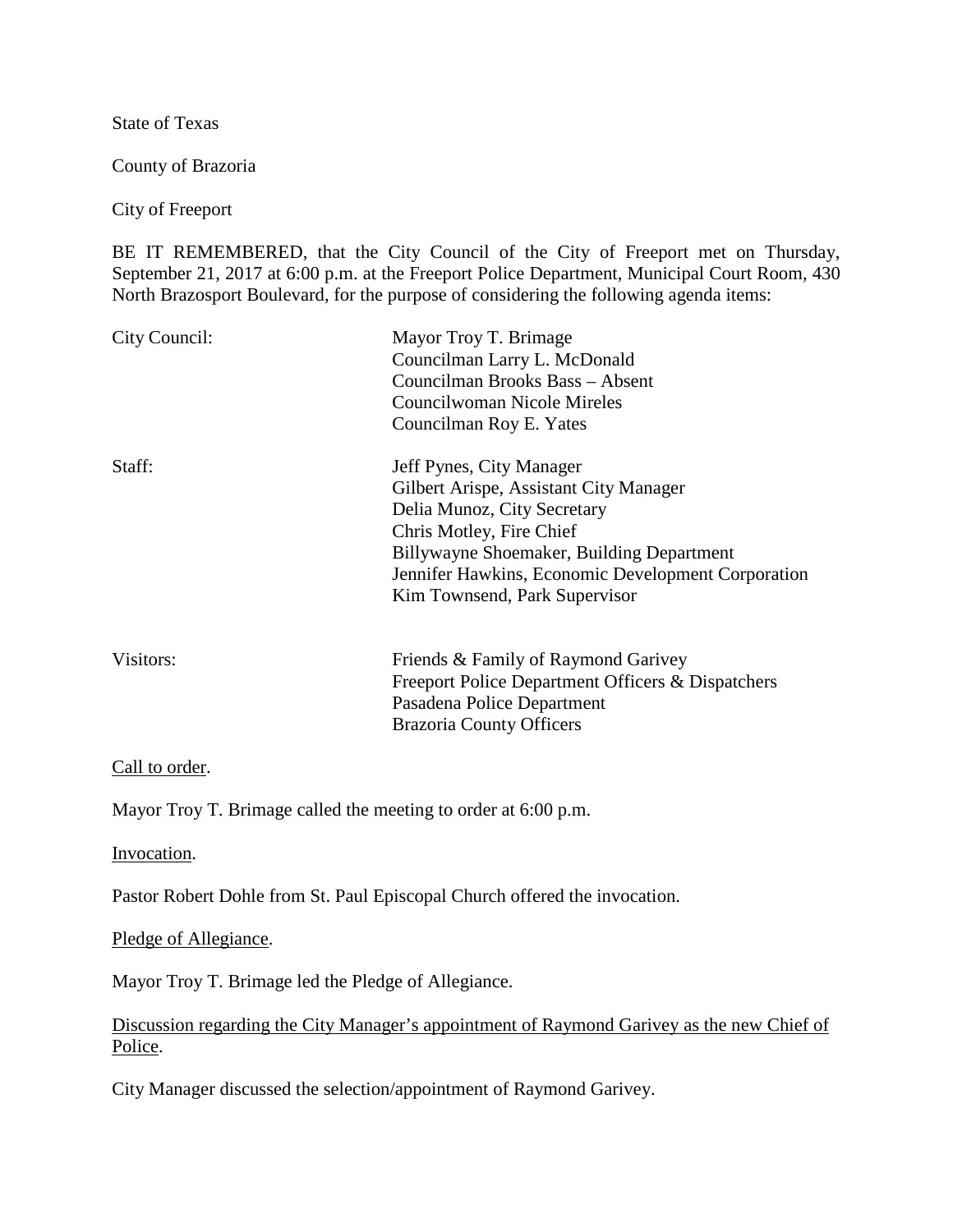State of Texas

County of Brazoria

City of Freeport

BE IT REMEMBERED, that the City Council of the City of Freeport met on Thursday, September 21, 2017 at 6:00 p.m. at the Freeport Police Department, Municipal Court Room, 430 North Brazosport Boulevard, for the purpose of considering the following agenda items:

| | |
|---|---|
| City Council: | Mayor Troy T. Brimage<br>Councilman Larry L. McDonald<br>Councilman Brooks Bass – Absent<br>Councilwoman Nicole Mireles<br>Councilman Roy E. Yates |
| Staff: | Jeff Pynes, City Manager<br>Gilbert Arispe, Assistant City Manager<br>Delia Munoz, City Secretary<br>Chris Motley, Fire Chief<br>Billywayne Shoemaker, Building Department<br>Jennifer Hawkins, Economic Development Corporation<br>Kim Townsend, Park Supervisor |
| Visitors: | Friends & Family of Raymond Garivey<br>Freeport Police Department Officers & Dispatchers<br>Pasadena Police Department<br>Brazoria County Officers |

<u>Call to order</u>.

Mayor Troy T. Brimage called the meeting to order at 6:00 p.m.

<u>Invocation</u>.

Pastor Robert Dohle from St. Paul Episcopal Church offered the invocation.

<u>Pledge of Allegiance</u>.

Mayor Troy T. Brimage led the Pledge of Allegiance.

<u>Discussion regarding the City Manager's appointment of Raymond Garivey as the new Chief of Police</u>.

City Manager discussed the selection/appointment of Raymond Garivey.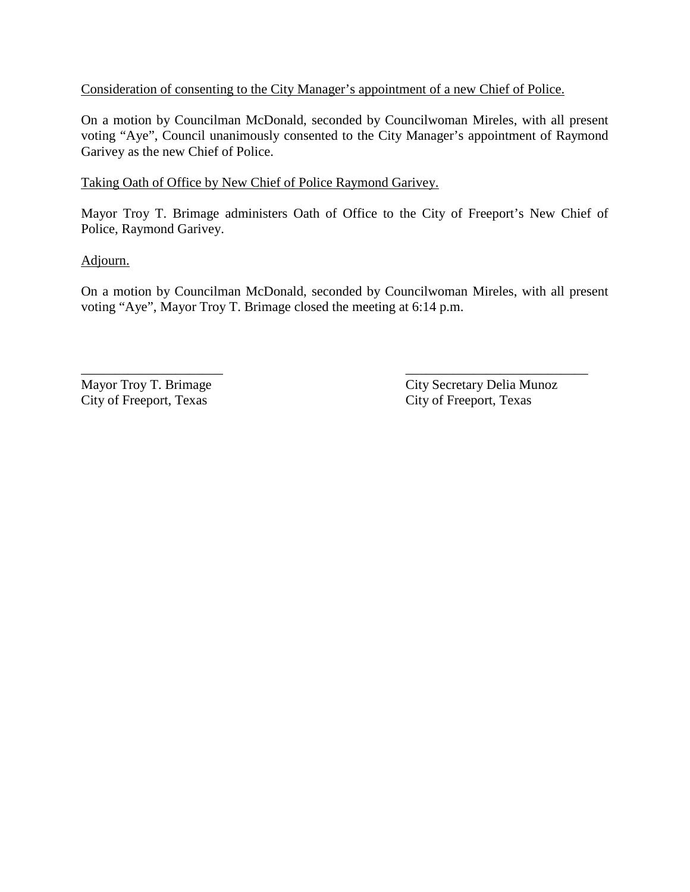<u>Consideration of consenting to the City Manager's appointment of a new Chief of Police.</u>

On a motion by Councilman McDonald, seconded by Councilwoman Mireles, with all present voting "Aye", Council unanimously consented to the City Manager's appointment of Raymond Garivey as the new Chief of Police.

<u>Taking Oath of Office by New Chief of Police Raymond Garivey.</u>

Mayor Troy T. Brimage administers Oath of Office to the City of Freeport's New Chief of Police, Raymond Garivey.

<u>Adjourn.</u>

On a motion by Councilman McDonald, seconded by Councilwoman Mireles, with all present voting "Aye", Mayor Troy T. Brimage closed the meeting at 6:14 p.m.

| | |
|---|---|
| _____________________ | ___________________________ |
| Mayor Troy T. Brimage | City Secretary Delia Munoz |
| City of Freeport, Texas | City of Freeport, Texas |